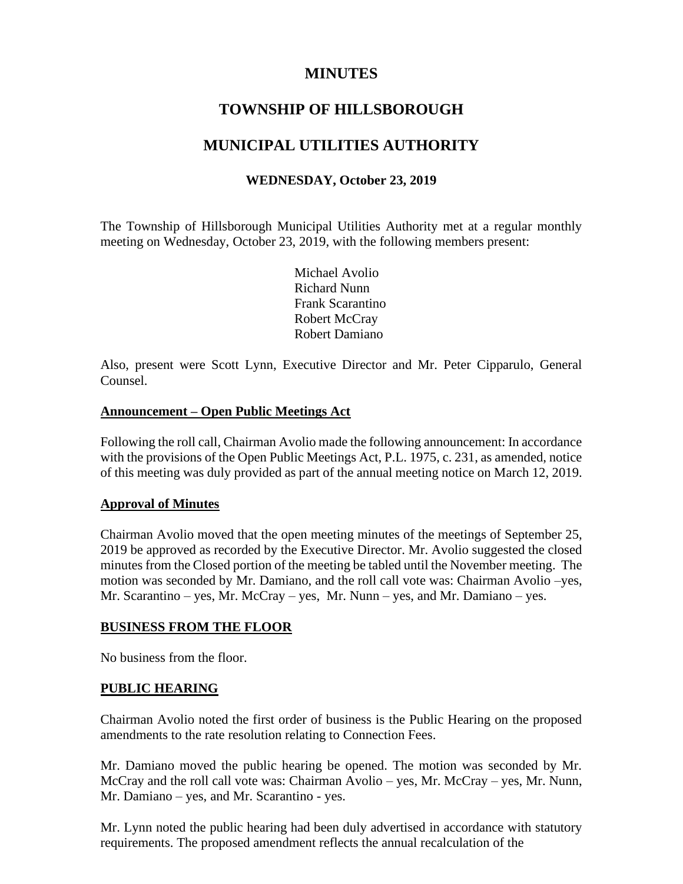# MINUTES

# TOWNSHIP OF HILLSBOROUGH

# MUNICIPAL UTILITIES AUTHORITY

### WEDNESDAY, October 23, 2019

The Township of Hillsborough Municipal Utilities Authority met at a regular monthly meeting on Wednesday, October 23, 2019, with the following members present:

Michael Avolio
Richard Nunn
Frank Scarantino
Robert McCray
Robert Damiano

Also, present were Scott Lynn, Executive Director and Mr. Peter Cipparulo, General Counsel.

**Announcement – Open Public Meetings Act**

Following the roll call, Chairman Avolio made the following announcement: In accordance with the provisions of the Open Public Meetings Act, P.L. 1975, c. 231, as amended, notice of this meeting was duly provided as part of the annual meeting notice on March 12, 2019.

**Approval of Minutes**

Chairman Avolio moved that the open meeting minutes of the meetings of September 25, 2019 be approved as recorded by the Executive Director. Mr. Avolio suggested the closed minutes from the Closed portion of the meeting be tabled until the November meeting. The motion was seconded by Mr. Damiano, and the roll call vote was: Chairman Avolio –yes, Mr. Scarantino – yes, Mr. McCray – yes, Mr. Nunn – yes, and Mr. Damiano – yes.

**BUSINESS FROM THE FLOOR**

No business from the floor.

**PUBLIC HEARING**

Chairman Avolio noted the first order of business is the Public Hearing on the proposed amendments to the rate resolution relating to Connection Fees.

Mr. Damiano moved the public hearing be opened. The motion was seconded by Mr. McCray and the roll call vote was: Chairman Avolio – yes, Mr. McCray – yes, Mr. Nunn, Mr. Damiano – yes, and Mr. Scarantino - yes.

Mr. Lynn noted the public hearing had been duly advertised in accordance with statutory requirements. The proposed amendment reflects the annual recalculation of the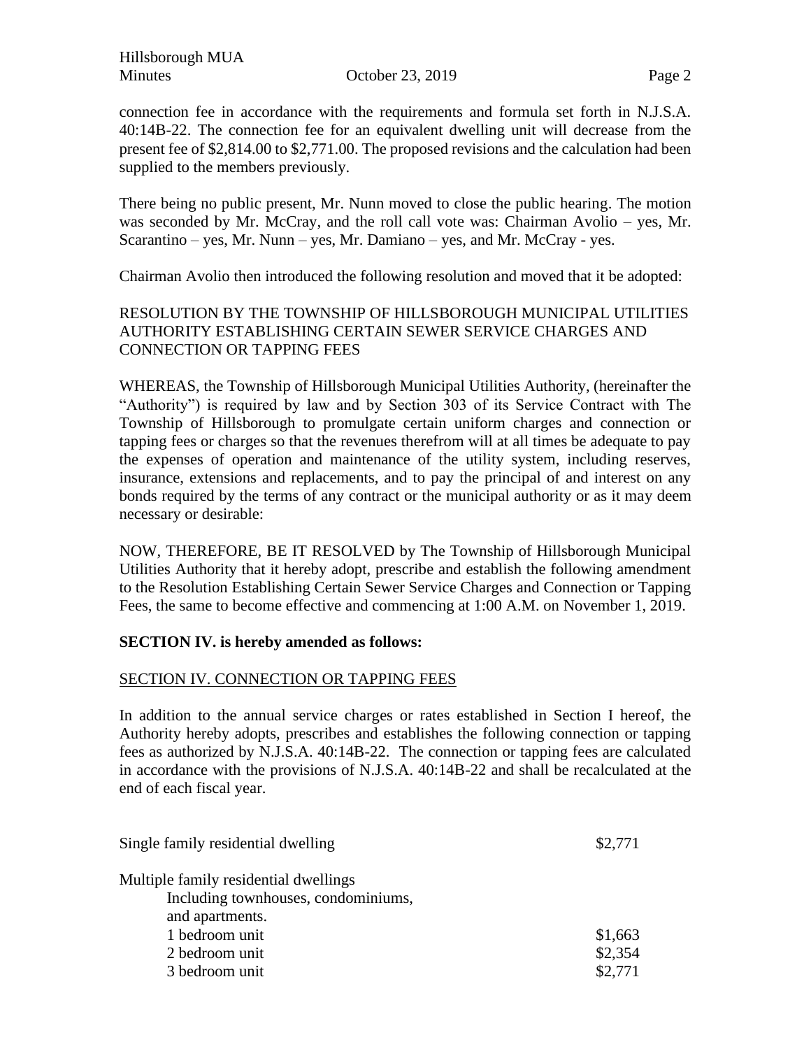connection fee in accordance with the requirements and formula set forth in N.J.S.A. 40:14B-22. The connection fee for an equivalent dwelling unit will decrease from the present fee of $2,814.00 to $2,771.00. The proposed revisions and the calculation had been supplied to the members previously.

There being no public present, Mr. Nunn moved to close the public hearing. The motion was seconded by Mr. McCray, and the roll call vote was: Chairman Avolio – yes, Mr. Scarantino – yes, Mr. Nunn – yes, Mr. Damiano – yes, and Mr. McCray - yes.

Chairman Avolio then introduced the following resolution and moved that it be adopted:

RESOLUTION BY THE TOWNSHIP OF HILLSBOROUGH MUNICIPAL UTILITIES AUTHORITY ESTABLISHING CERTAIN SEWER SERVICE CHARGES AND CONNECTION OR TAPPING FEES

WHEREAS, the Township of Hillsborough Municipal Utilities Authority, (hereinafter the "Authority") is required by law and by Section 303 of its Service Contract with The Township of Hillsborough to promulgate certain uniform charges and connection or tapping fees or charges so that the revenues therefrom will at all times be adequate to pay the expenses of operation and maintenance of the utility system, including reserves, insurance, extensions and replacements, and to pay the principal of and interest on any bonds required by the terms of any contract or the municipal authority or as it may deem necessary or desirable:

NOW, THEREFORE, BE IT RESOLVED by The Township of Hillsborough Municipal Utilities Authority that it hereby adopt, prescribe and establish the following amendment to the Resolution Establishing Certain Sewer Service Charges and Connection or Tapping Fees, the same to become effective and commencing at 1:00 A.M. on November 1, 2019.

**SECTION IV. is hereby amended as follows:**

SECTION IV. CONNECTION OR TAPPING FEES

In addition to the annual service charges or rates established in Section I hereof, the Authority hereby adopts, prescribes and establishes the following connection or tapping fees as authorized by N.J.S.A. 40:14B-22. The connection or tapping fees are calculated in accordance with the provisions of N.J.S.A. 40:14B-22 and shall be recalculated at the end of each fiscal year.

| | |
|---|---|
| Single family residential dwelling | $2,771 |
| Multiple family residential dwellings Including townhouses, condominiums, and apartments. | |
| 1 bedroom unit | $1,663 |
| 2 bedroom unit | $2,354 |
| 3 bedroom unit | $2,771 |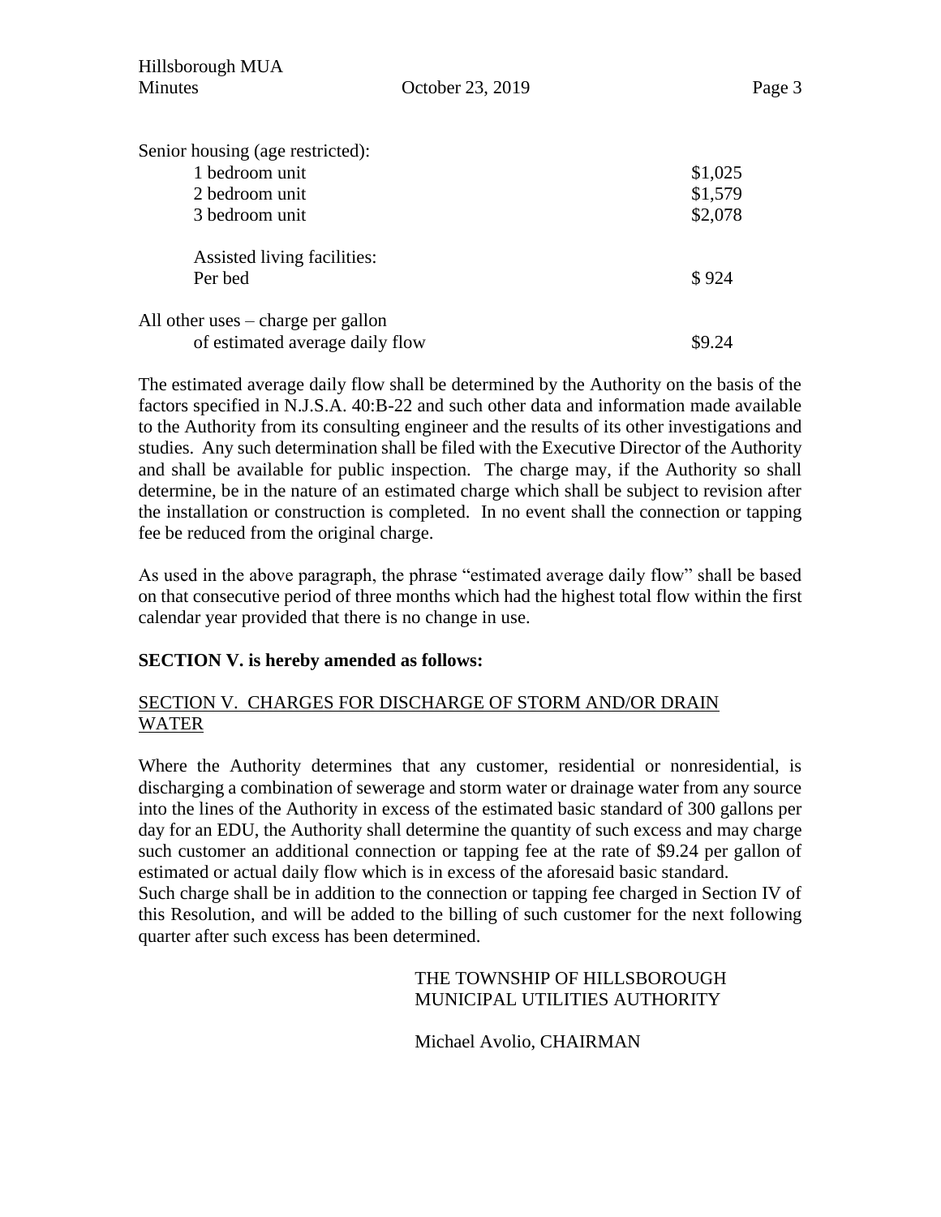Senior housing (age restricted):

| | |
|---|---|
| 1 bedroom unit | \$1,025 |
| 2 bedroom unit | \$1,579 |
| 3 bedroom unit | \$2,078 |
| Assisted living facilities: | |
| Per bed | \$ 924 |
| All other uses – charge per gallon of estimated average daily flow | \$9.24 |

The estimated average daily flow shall be determined by the Authority on the basis of the factors specified in N.J.S.A. 40:B-22 and such other data and information made available to the Authority from its consulting engineer and the results of its other investigations and studies. Any such determination shall be filed with the Executive Director of the Authority and shall be available for public inspection. The charge may, if the Authority so shall determine, be in the nature of an estimated charge which shall be subject to revision after the installation or construction is completed. In no event shall the connection or tapping fee be reduced from the original charge.

As used in the above paragraph, the phrase "estimated average daily flow" shall be based on that consecutive period of three months which had the highest total flow within the first calendar year provided that there is no change in use.

**SECTION V. is hereby amended as follows:**

<u>SECTION V. CHARGES FOR DISCHARGE OF STORM AND/OR DRAIN WATER</u>

Where the Authority determines that any customer, residential or nonresidential, is discharging a combination of sewerage and storm water or drainage water from any source into the lines of the Authority in excess of the estimated basic standard of 300 gallons per day for an EDU, the Authority shall determine the quantity of such excess and may charge such customer an additional connection or tapping fee at the rate of \$9.24 per gallon of estimated or actual daily flow which is in excess of the aforesaid basic standard.
Such charge shall be in addition to the connection or tapping fee charged in Section IV of this Resolution, and will be added to the billing of such customer for the next following quarter after such excess has been determined.

THE TOWNSHIP OF HILLSBOROUGH
MUNICIPAL UTILITIES AUTHORITY

Michael Avolio, CHAIRMAN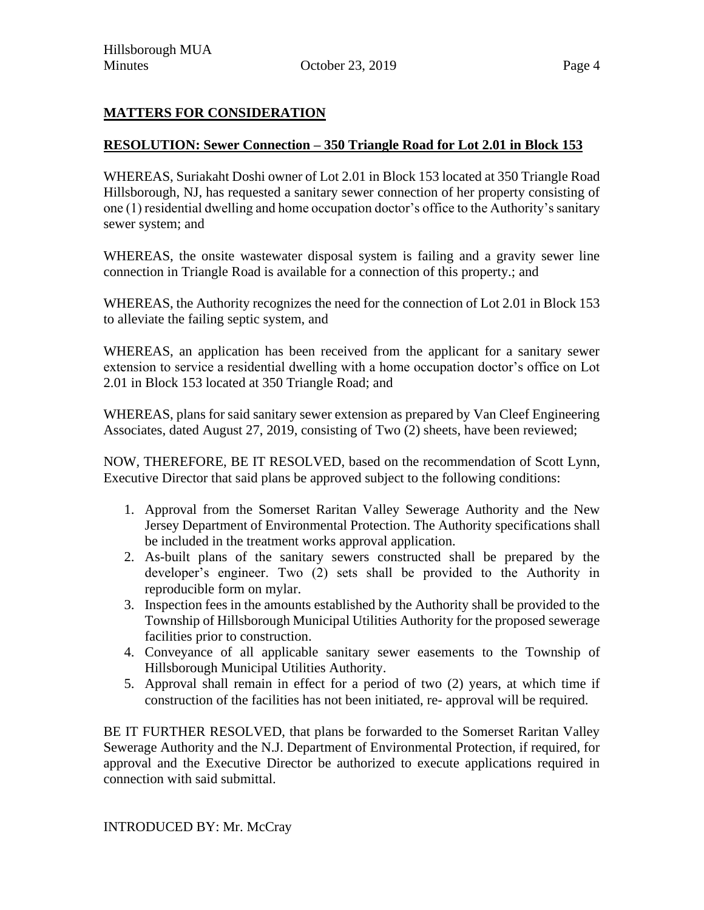## MATTERS FOR CONSIDERATION

### RESOLUTION: Sewer Connection – 350 Triangle Road for Lot 2.01 in Block 153

WHEREAS, Suriakaht Doshi owner of Lot 2.01 in Block 153 located at 350 Triangle Road Hillsborough, NJ, has requested a sanitary sewer connection of her property consisting of one (1) residential dwelling and home occupation doctor's office to the Authority's sanitary sewer system; and

WHEREAS, the onsite wastewater disposal system is failing and a gravity sewer line connection in Triangle Road is available for a connection of this property.; and

WHEREAS, the Authority recognizes the need for the connection of Lot 2.01 in Block 153 to alleviate the failing septic system, and

WHEREAS, an application has been received from the applicant for a sanitary sewer extension to service a residential dwelling with a home occupation doctor's office on Lot 2.01 in Block 153 located at 350 Triangle Road; and

WHEREAS, plans for said sanitary sewer extension as prepared by Van Cleef Engineering Associates, dated August 27, 2019, consisting of Two (2) sheets, have been reviewed;

NOW, THEREFORE, BE IT RESOLVED, based on the recommendation of Scott Lynn, Executive Director that said plans be approved subject to the following conditions:

1. Approval from the Somerset Raritan Valley Sewerage Authority and the New Jersey Department of Environmental Protection. The Authority specifications shall be included in the treatment works approval application.
2. As-built plans of the sanitary sewers constructed shall be prepared by the developer's engineer. Two (2) sets shall be provided to the Authority in reproducible form on mylar.
3. Inspection fees in the amounts established by the Authority shall be provided to the Township of Hillsborough Municipal Utilities Authority for the proposed sewerage facilities prior to construction.
4. Conveyance of all applicable sanitary sewer easements to the Township of Hillsborough Municipal Utilities Authority.
5. Approval shall remain in effect for a period of two (2) years, at which time if construction of the facilities has not been initiated, re- approval will be required.

BE IT FURTHER RESOLVED, that plans be forwarded to the Somerset Raritan Valley Sewerage Authority and the N.J. Department of Environmental Protection, if required, for approval and the Executive Director be authorized to execute applications required in connection with said submittal.

INTRODUCED BY: Mr. McCray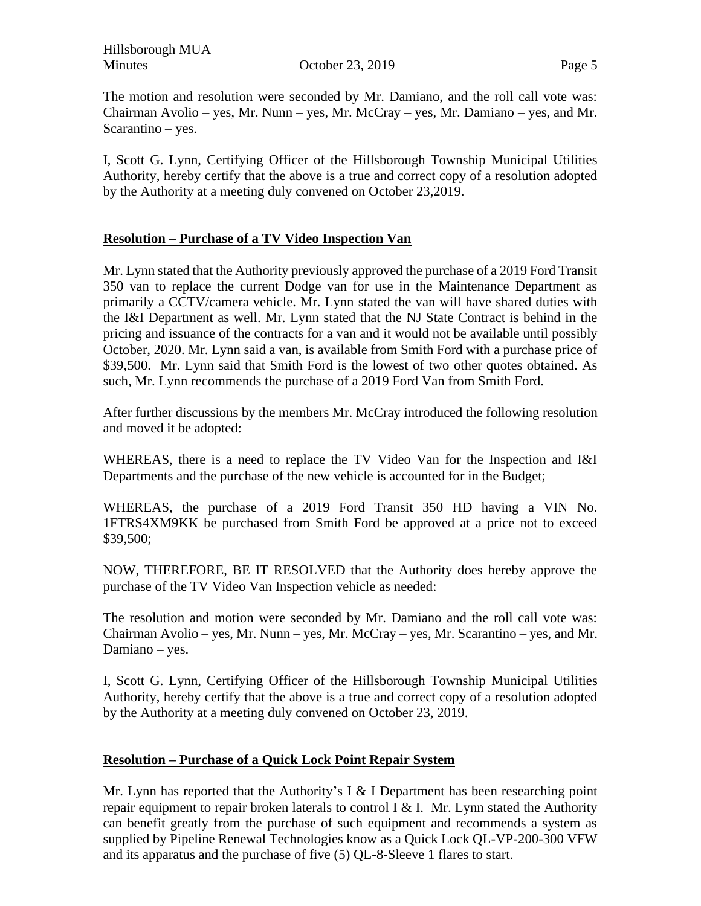The motion and resolution were seconded by Mr. Damiano, and the roll call vote was: Chairman Avolio – yes, Mr. Nunn – yes, Mr. McCray – yes, Mr. Damiano – yes, and Mr. Scarantino – yes.

I, Scott G. Lynn, Certifying Officer of the Hillsborough Township Municipal Utilities Authority, hereby certify that the above is a true and correct copy of a resolution adopted by the Authority at a meeting duly convened on October 23,2019.

## Resolution – Purchase of a TV Video Inspection Van

Mr. Lynn stated that the Authority previously approved the purchase of a 2019 Ford Transit 350 van to replace the current Dodge van for use in the Maintenance Department as primarily a CCTV/camera vehicle. Mr. Lynn stated the van will have shared duties with the I&I Department as well. Mr. Lynn stated that the NJ State Contract is behind in the pricing and issuance of the contracts for a van and it would not be available until possibly October, 2020. Mr. Lynn said a van, is available from Smith Ford with a purchase price of $39,500. Mr. Lynn said that Smith Ford is the lowest of two other quotes obtained. As such, Mr. Lynn recommends the purchase of a 2019 Ford Van from Smith Ford.

After further discussions by the members Mr. McCray introduced the following resolution and moved it be adopted:

WHEREAS, there is a need to replace the TV Video Van for the Inspection and I&I Departments and the purchase of the new vehicle is accounted for in the Budget;

WHEREAS, the purchase of a 2019 Ford Transit 350 HD having a VIN No. 1FTRS4XM9KK be purchased from Smith Ford be approved at a price not to exceed $39,500;

NOW, THEREFORE, BE IT RESOLVED that the Authority does hereby approve the purchase of the TV Video Van Inspection vehicle as needed:

The resolution and motion were seconded by Mr. Damiano and the roll call vote was: Chairman Avolio – yes, Mr. Nunn – yes, Mr. McCray – yes, Mr. Scarantino – yes, and Mr. Damiano – yes.

I, Scott G. Lynn, Certifying Officer of the Hillsborough Township Municipal Utilities Authority, hereby certify that the above is a true and correct copy of a resolution adopted by the Authority at a meeting duly convened on October 23, 2019.

## Resolution – Purchase of a Quick Lock Point Repair System

Mr. Lynn has reported that the Authority's I & I Department has been researching point repair equipment to repair broken laterals to control I & I. Mr. Lynn stated the Authority can benefit greatly from the purchase of such equipment and recommends a system as supplied by Pipeline Renewal Technologies know as a Quick Lock QL-VP-200-300 VFW and its apparatus and the purchase of five (5) QL-8-Sleeve 1 flares to start.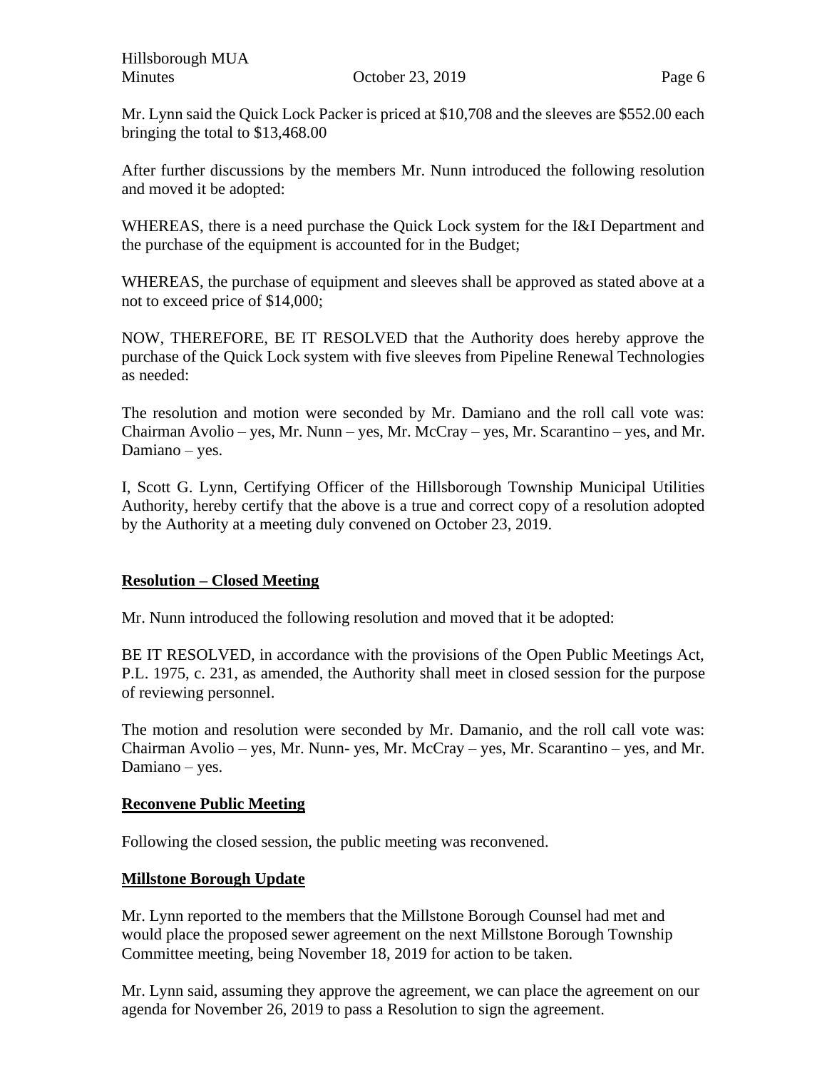Mr. Lynn said the Quick Lock Packer is priced at $10,708 and the sleeves are $552.00 each bringing the total to $13,468.00

After further discussions by the members Mr. Nunn introduced the following resolution and moved it be adopted:

WHEREAS, there is a need purchase the Quick Lock system for the I&I Department and the purchase of the equipment is accounted for in the Budget;

WHEREAS, the purchase of equipment and sleeves shall be approved as stated above at a not to exceed price of $14,000;

NOW, THEREFORE, BE IT RESOLVED that the Authority does hereby approve the purchase of the Quick Lock system with five sleeves from Pipeline Renewal Technologies as needed:

The resolution and motion were seconded by Mr. Damiano and the roll call vote was: Chairman Avolio – yes, Mr. Nunn – yes, Mr. McCray – yes, Mr. Scarantino – yes, and Mr. Damiano – yes.

I, Scott G. Lynn, Certifying Officer of the Hillsborough Township Municipal Utilities Authority, hereby certify that the above is a true and correct copy of a resolution adopted by the Authority at a meeting duly convened on October 23, 2019.

## Resolution – Closed Meeting

Mr. Nunn introduced the following resolution and moved that it be adopted:

BE IT RESOLVED, in accordance with the provisions of the Open Public Meetings Act, P.L. 1975, c. 231, as amended, the Authority shall meet in closed session for the purpose of reviewing personnel.

The motion and resolution were seconded by Mr. Damanio, and the roll call vote was: Chairman Avolio – yes, Mr. Nunn- yes, Mr. McCray – yes, Mr. Scarantino – yes, and Mr. Damiano – yes.

## Reconvene Public Meeting

Following the closed session, the public meeting was reconvened.

## Millstone Borough Update

Mr. Lynn reported to the members that the Millstone Borough Counsel had met and would place the proposed sewer agreement on the next Millstone Borough Township Committee meeting, being November 18, 2019 for action to be taken.

Mr. Lynn said, assuming they approve the agreement, we can place the agreement on our agenda for November 26, 2019 to pass a Resolution to sign the agreement.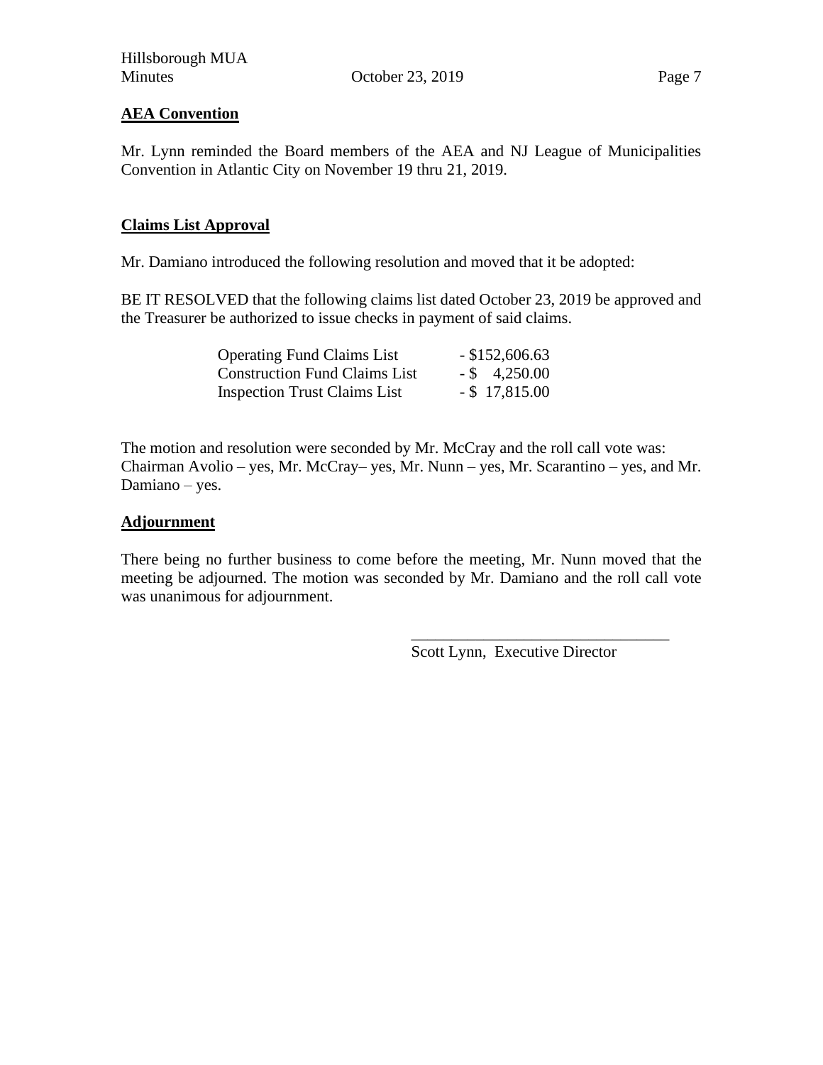**AEA Convention**

Mr. Lynn reminded the Board members of the AEA and NJ League of Municipalities Convention in Atlantic City on November 19 thru 21, 2019.

**Claims List Approval**

Mr. Damiano introduced the following resolution and moved that it be adopted:

BE IT RESOLVED that the following claims list dated October 23, 2019 be approved and the Treasurer be authorized to issue checks in payment of said claims.

| | |
|---|---|
| Operating Fund Claims List | - $152,606.63 |
| Construction Fund Claims List | - $ 4,250.00 |
| Inspection Trust Claims List | - $ 17,815.00 |

The motion and resolution were seconded by Mr. McCray and the roll call vote was: Chairman Avolio – yes, Mr. McCray– yes, Mr. Nunn – yes, Mr. Scarantino – yes, and Mr. Damiano – yes.

**Adjournment**

There being no further business to come before the meeting, Mr. Nunn moved that the meeting be adjourned. The motion was seconded by Mr. Damiano and the roll call vote was unanimous for adjournment.

\_\_\_\_\_\_\_\_\_\_\_\_\_\_\_\_\_\_\_\_\_\_\_\_\_\_\_\_\_\_\_\_

Scott Lynn, Executive Director